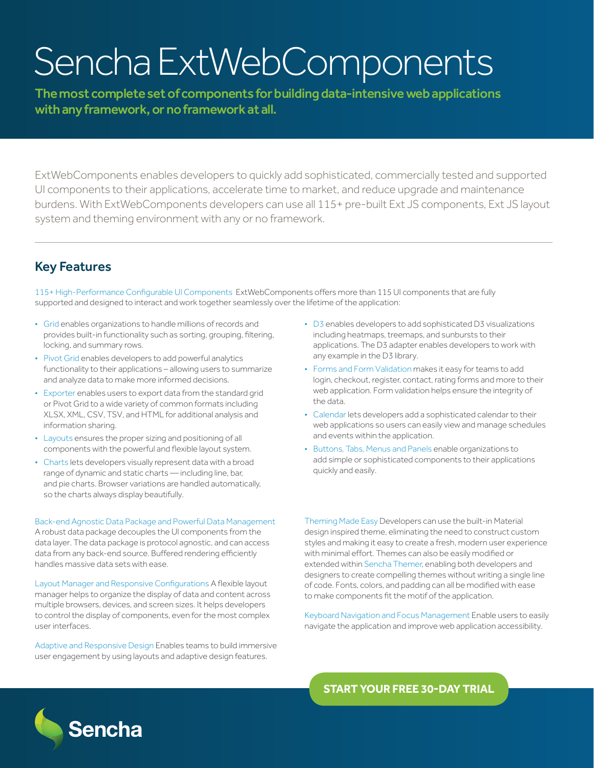# Sencha ExtWebComponents

**The most complete set of components for building data-intensive web applications with any framework, or no framework at all.**

ExtWebComponents enables developers to quickly add sophisticated, commercially tested and supported UI components to their applications, accelerate time to market, and reduce upgrade and maintenance burdens. With ExtWebComponents developers can use all 115+ pre-built Ext JS components, Ext JS layout system and theming environment with any or no framework.

## Key Features

115+ High-Performance Configurable UI Components ExtWebComponents offers more than 115 UI components that are fully supported and designed to interact and work together seamlessly over the lifetime of the application:

- Grid enables organizations to handle millions of records and provides built-in functionality such as sorting, grouping, filtering, locking, and summary rows.
- Pivot Grid enables developers to add powerful analytics functionality to their applications – allowing users to summarize and analyze data to make more informed decisions.
- Exporter enables users to export data from the standard grid or Pivot Grid to a wide variety of common formats including XLSX, XML, CSV, TSV, and HTML for additional analysis and information sharing.
- Layouts ensures the proper sizing and positioning of all components with the powerful and flexible layout system.
- Charts lets developers visually represent data with a broad range of dynamic and static charts — including line, bar, and pie charts. Browser variations are handled automatically, so the charts always display beautifully.
- D3 enables developers to add sophisticated D3 visualizations including heatmaps, treemaps, and sunbursts to their applications. The D3 adapter enables developers to work with any example in the D3 library.
- Forms and Form Validation makes it easy for teams to add login, checkout, register, contact, rating forms and more to their web application. Form validation helps ensure the integrity of the data.
- Calendar lets developers add a sophisticated calendar to their web applications so users can easily view and manage schedules and events within the application.
- Buttons, Tabs, Menus and Panels enable organizations to add simple or sophisticated components to their applications quickly and easily.

Back-end Agnostic Data Package and Powerful Data Management A robust data package decouples the UI components from the data layer. The data package is protocol agnostic, and can access data from any back-end source. Buffered rendering efficiently handles massive data sets with ease.

Layout Manager and Responsive Configurations A flexible layout manager helps to organize the display of data and content across multiple browsers, devices, and screen sizes. It helps developers to control the display of components, even for the most complex user interfaces.

Adaptive and Responsive Design Enables teams to build immersive user engagement by using layouts and adaptive design features.

Theming Made Easy Developers can use the built-in Material design inspired theme, eliminating the need to construct custom styles and making it easy to create a fresh, modern user experience with minimal effort. Themes can also be easily modified or extended within Sencha Themer, enabling both developers and designers to create compelling themes without writing a single line of code. Fonts, colors, and padding can all be modified with ease to make components fit the motif of the application.

Keyboard Navigation and Focus Management Enable users to easily navigate the application and improve web application accessibility.

**START YOUR FREE 30-DAY TRIAL**

Sencha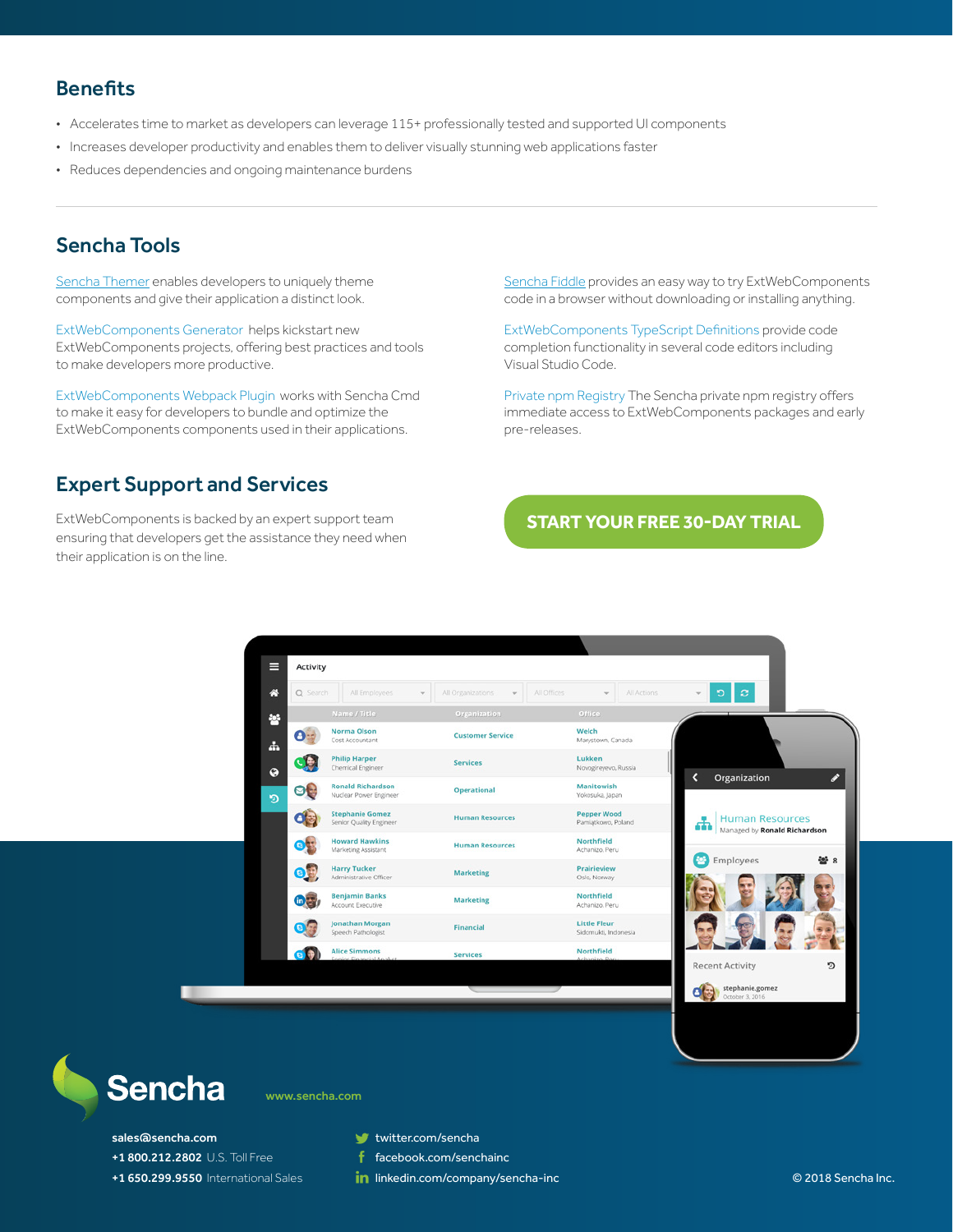## Benefits

- Accelerates time to market as developers can leverage 115+ professionally tested and supported UI components
- Increases developer productivity and enables them to deliver visually stunning web applications faster
- Reduces dependencies and ongoing maintenance burdens

## Sencha Tools

Sencha Themer enables developers to uniquely theme components and give their application a distinct look.

ExtWebComponents Generator helps kickstart new ExtWebComponents projects, offering best practices and tools to make developers more productive.

ExtWebComponents Webpack Plugin works with Sencha Cmd to make it easy for developers to bundle and optimize the ExtWebComponents components used in their applications.

Sencha Fiddle provides an easy way to try ExtWebComponents code in a browser without downloading or installing anything.

ExtWebComponents TypeScript Definitions provide code completion functionality in several code editors including Visual Studio Code.

Private npm Registry The Sencha private npm registry offers immediate access to ExtWebComponents packages and early pre-releases.

## Expert Support and Services

ExtWebComponents is backed by an expert support team ensuring that developers get the assistance they need when their application is on the line.

START YOUR FREE 30-DAY TRIAL

Sencha

www.sencha.com

**sales@sencha.com**
**+1 800.212.2802** U.S. Toll Free
**+1 650.299.9550** International Sales

twitter.com/sencha
facebook.com/senchainc
linkedin.com/company/sencha-inc

© 2018 Sencha Inc.